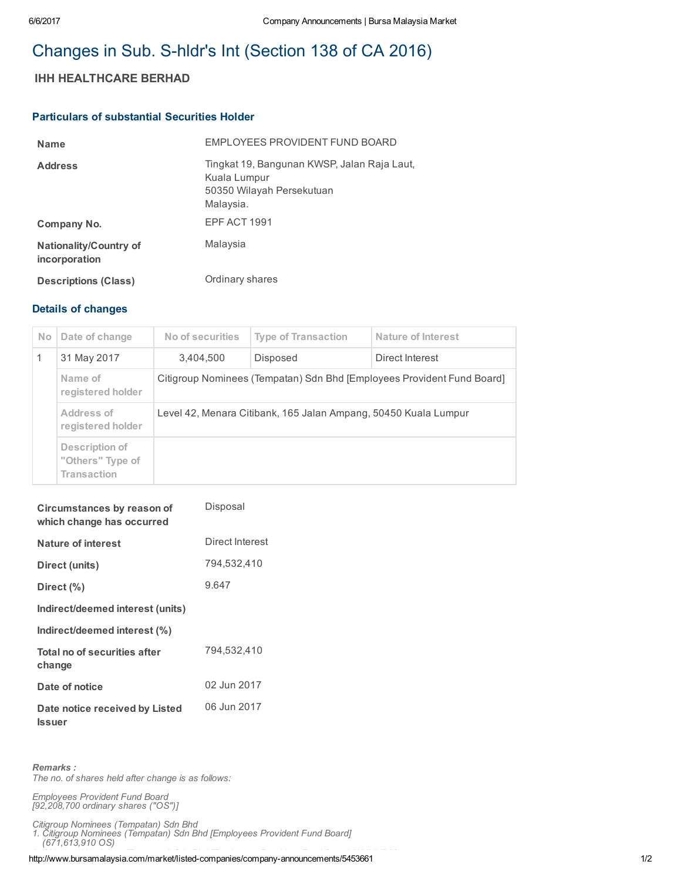# Changes in Sub. S-hldr's Int (Section 138 of CA 2016)

## IHH HEALTHCARE BERHAD

### Particulars of substantial Securities Holder

| | |
|---|---|
| **Name** | EMPLOYEES PROVIDENT FUND BOARD |
| **Address** | Tingkat 19, Bangunan KWSP, Jalan Raja Laut, Kuala Lumpur 50350 Wilayah Persekutuan Malaysia. |
| **Company No.** | EPF ACT 1991 |
| **Nationality/Country of incorporation** | Malaysia |
| **Descriptions (Class)** | Ordinary shares |

### Details of changes

| No | Date of change | No of securities | Type of Transaction | Nature of Interest |
|---|---|---|---|---|
| 1 | 31 May 2017 | 3,404,500 | Disposed | Direct Interest |
| | Name of registered holder | Citigroup Nominees (Tempatan) Sdn Bhd [Employees Provident Fund Board] | | |
| | Address of registered holder | Level 42, Menara Citibank, 165 Jalan Ampang, 50450 Kuala Lumpur | | |
| | Description of "Others" Type of Transaction | | | |

| | |
|---|---|
| **Circumstances by reason of which change has occurred** | Disposal |
| **Nature of interest** | Direct Interest |
| **Direct (units)** | 794,532,410 |
| **Direct (%)** | 9.647 |
| **Indirect/deemed interest (units)** | |
| **Indirect/deemed interest (%)** | |
| **Total no of securities after change** | 794,532,410 |
| **Date of notice** | 02 Jun 2017 |
| **Date notice received by Listed Issuer** | 06 Jun 2017 |

***Remarks :***
*The no. of shares held after change is as follows:*

*Employees Provident Fund Board*
*[92,208,700 ordinary shares ("OS")]*

*Citigroup Nominees (Tempatan) Sdn Bhd*
*1. Citigroup Nominees (Tempatan) Sdn Bhd [Employees Provident Fund Board]*
*(671,613,910 OS)*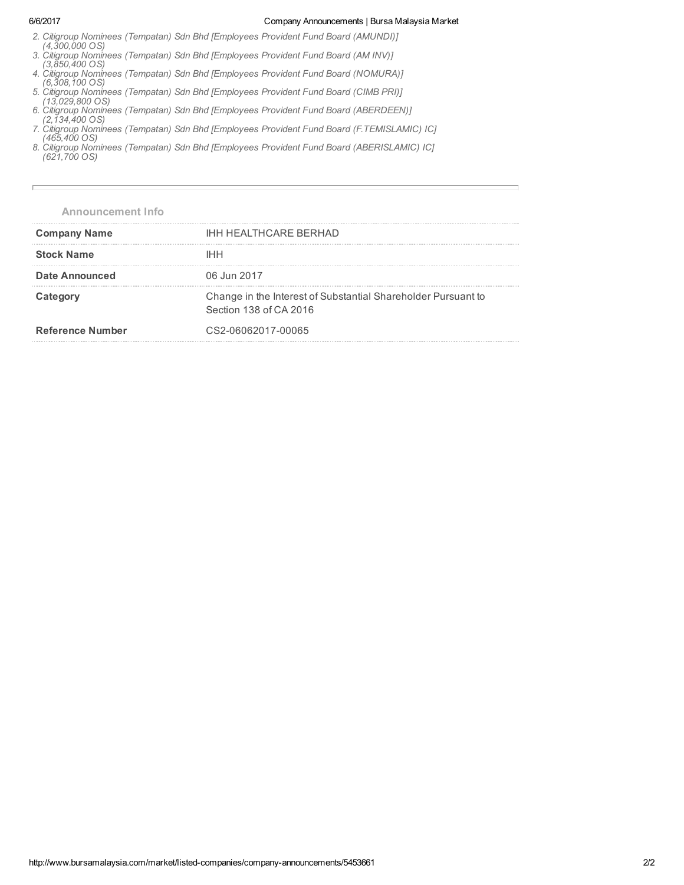2. *Citigroup Nominees (Tempatan) Sdn Bhd [Employees Provident Fund Board (AMUNDI)] (4,300,000 OS)*
3. *Citigroup Nominees (Tempatan) Sdn Bhd [Employees Provident Fund Board (AM INV)] (3,850,400 OS)*
4. *Citigroup Nominees (Tempatan) Sdn Bhd [Employees Provident Fund Board (NOMURA)] (6,308,100 OS)*
5. *Citigroup Nominees (Tempatan) Sdn Bhd [Employees Provident Fund Board (CIMB PRI)] (13,029,800 OS)*
6. *Citigroup Nominees (Tempatan) Sdn Bhd [Employees Provident Fund Board (ABERDEEN)] (2,134,400 OS)*
7. *Citigroup Nominees (Tempatan) Sdn Bhd [Employees Provident Fund Board (F.TEMISLAMIC) IC] (465,400 OS)*
8. *Citigroup Nominees (Tempatan) Sdn Bhd [Employees Provident Fund Board (ABERISLAMIC) IC] (621,700 OS)*

### Announcement Info

| | |
|---|---|
| **Company Name** | IHH HEALTHCARE BERHAD |
| **Stock Name** | IHH |
| **Date Announced** | 06 Jun 2017 |
| **Category** | Change in the Interest of Substantial Shareholder Pursuant to Section 138 of CA 2016 |
| **Reference Number** | CS2-06062017-00065 |